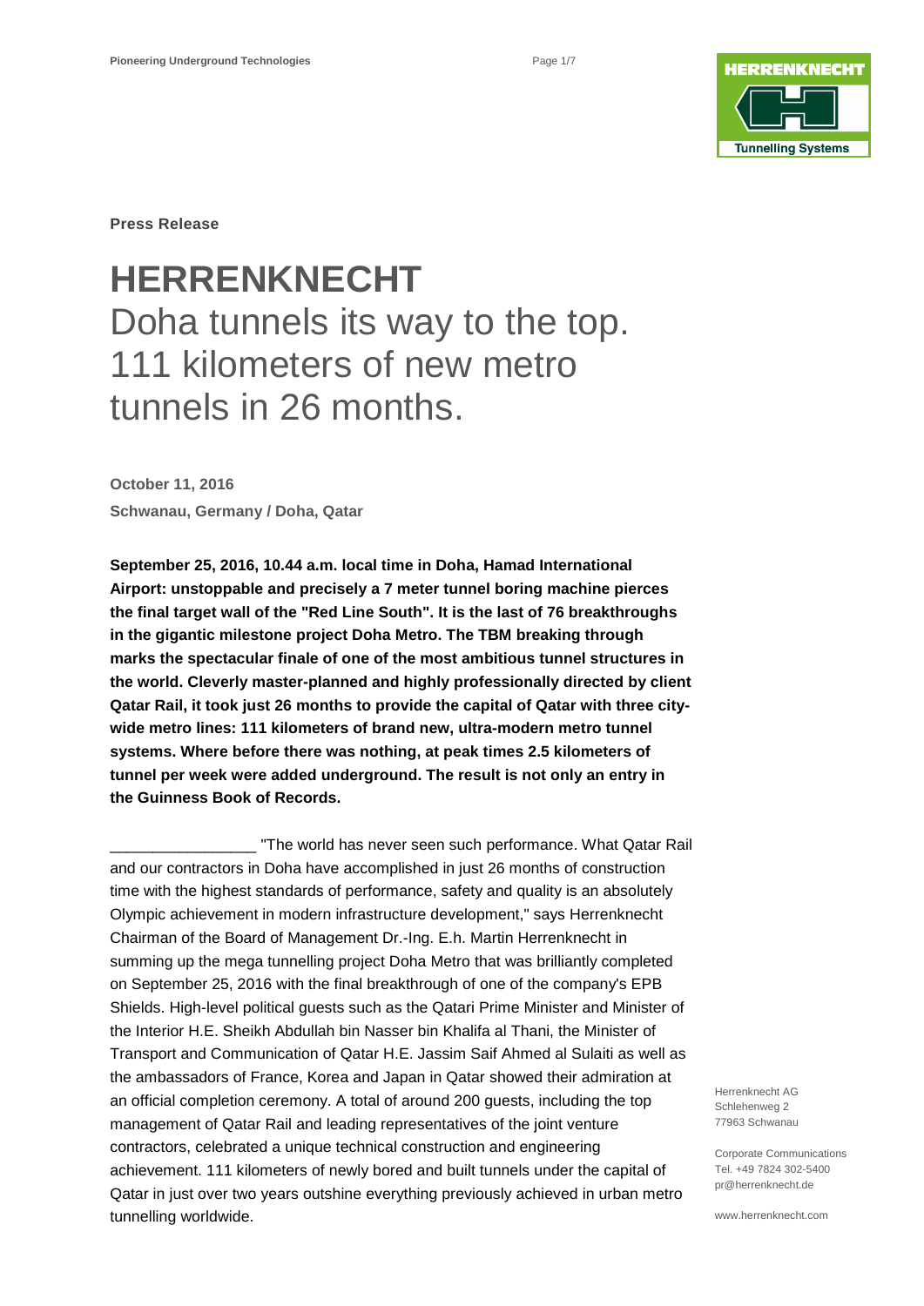**Press Release**

# HERRENKNECHT

## Doha tunnels its way to the top. 111 kilometers of new metro tunnels in 26 months.

**October 11, 2016**

**Schwanau, Germany / Doha, Qatar**

**September 25, 2016, 10.44 a.m. local time in Doha, Hamad International Airport: unstoppable and precisely a 7 meter tunnel boring machine pierces the final target wall of the "Red Line South". It is the last of 76 breakthroughs in the gigantic milestone project Doha Metro. The TBM breaking through marks the spectacular finale of one of the most ambitious tunnel structures in the world. Cleverly master-planned and highly professionally directed by client Qatar Rail, it took just 26 months to provide the capital of Qatar with three city-wide metro lines: 111 kilometers of brand new, ultra-modern metro tunnel systems. Where before there was nothing, at peak times 2.5 kilometers of tunnel per week were added underground. The result is not only an entry in the Guinness Book of Records.**

_________________ "The world has never seen such performance. What Qatar Rail and our contractors in Doha have accomplished in just 26 months of construction time with the highest standards of performance, safety and quality is an absolutely Olympic achievement in modern infrastructure development," says Herrenknecht Chairman of the Board of Management Dr.-Ing. E.h. Martin Herrenknecht in summing up the mega tunnelling project Doha Metro that was brilliantly completed on September 25, 2016 with the final breakthrough of one of the company's EPB Shields. High-level political guests such as the Qatari Prime Minister and Minister of the Interior H.E. Sheikh Abdullah bin Nasser bin Khalifa al Thani, the Minister of Transport and Communication of Qatar H.E. Jassim Saif Ahmed al Sulaiti as well as the ambassadors of France, Korea and Japan in Qatar showed their admiration at an official completion ceremony. A total of around 200 guests, including the top management of Qatar Rail and leading representatives of the joint venture contractors, celebrated a unique technical construction and engineering achievement. 111 kilometers of newly bored and built tunnels under the capital of Qatar in just over two years outshine everything previously achieved in urban metro tunnelling worldwide.

Herrenknecht AG
Schlehenweg 2
77963 Schwanau

Corporate Communications
Tel. +49 7824 302-5400
pr@herrenknecht.de

www.herrenknecht.com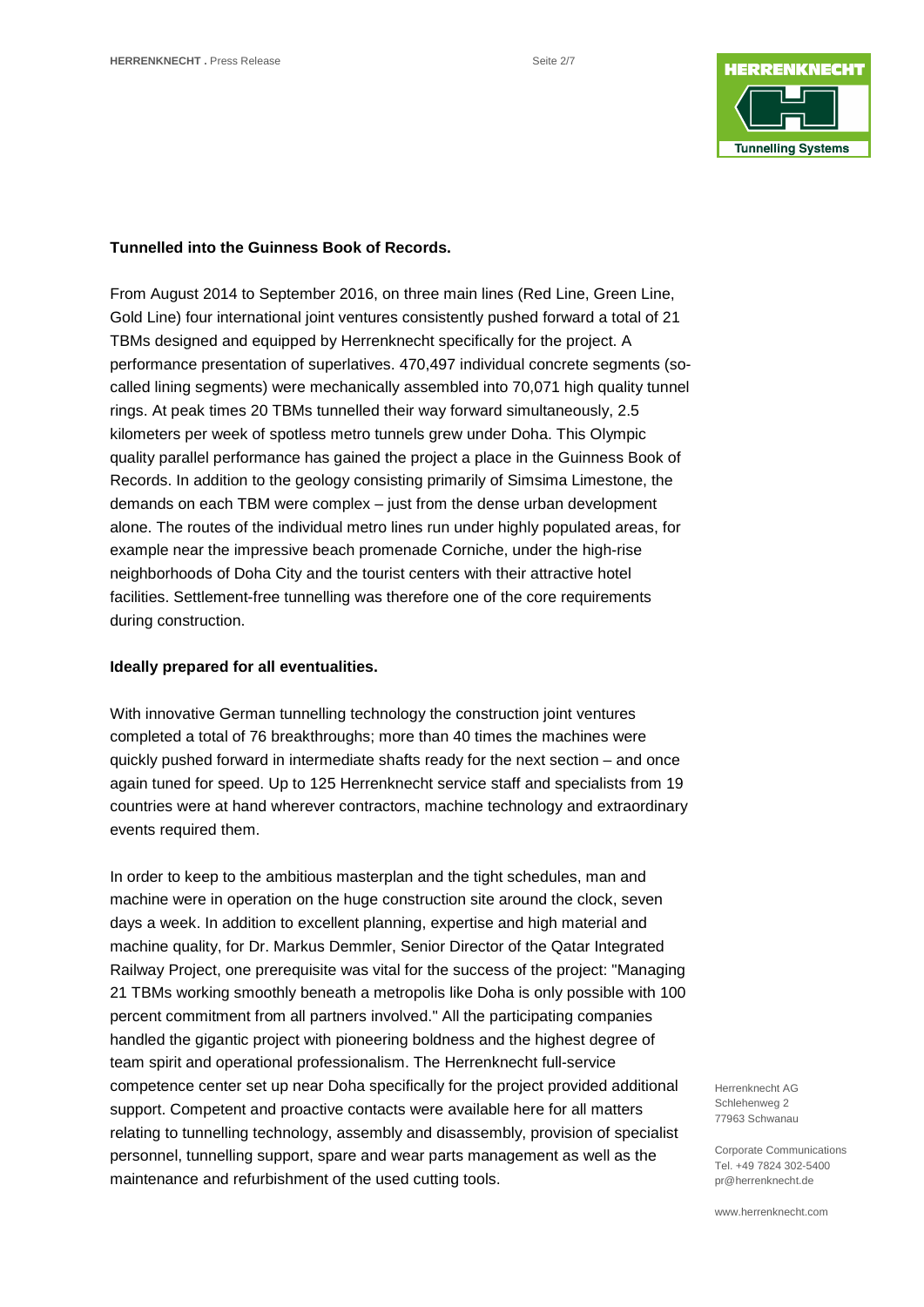**Tunnelled into the Guinness Book of Records.**

From August 2014 to September 2016, on three main lines (Red Line, Green Line, Gold Line) four international joint ventures consistently pushed forward a total of 21 TBMs designed and equipped by Herrenknecht specifically for the project. A performance presentation of superlatives. 470,497 individual concrete segments (so-called lining segments) were mechanically assembled into 70,071 high quality tunnel rings. At peak times 20 TBMs tunnelled their way forward simultaneously, 2.5 kilometers per week of spotless metro tunnels grew under Doha. This Olympic quality parallel performance has gained the project a place in the Guinness Book of Records. In addition to the geology consisting primarily of Simsima Limestone, the demands on each TBM were complex – just from the dense urban development alone. The routes of the individual metro lines run under highly populated areas, for example near the impressive beach promenade Corniche, under the high-rise neighborhoods of Doha City and the tourist centers with their attractive hotel facilities. Settlement-free tunnelling was therefore one of the core requirements during construction.

**Ideally prepared for all eventualities.**

With innovative German tunnelling technology the construction joint ventures completed a total of 76 breakthroughs; more than 40 times the machines were quickly pushed forward in intermediate shafts ready for the next section – and once again tuned for speed. Up to 125 Herrenknecht service staff and specialists from 19 countries were at hand wherever contractors, machine technology and extraordinary events required them.

In order to keep to the ambitious masterplan and the tight schedules, man and machine were in operation on the huge construction site around the clock, seven days a week. In addition to excellent planning, expertise and high material and machine quality, for Dr. Markus Demmler, Senior Director of the Qatar Integrated Railway Project, one prerequisite was vital for the success of the project: "Managing 21 TBMs working smoothly beneath a metropolis like Doha is only possible with 100 percent commitment from all partners involved." All the participating companies handled the gigantic project with pioneering boldness and the highest degree of team spirit and operational professionalism. The Herrenknecht full-service competence center set up near Doha specifically for the project provided additional support. Competent and proactive contacts were available here for all matters relating to tunnelling technology, assembly and disassembly, provision of specialist personnel, tunnelling support, spare and wear parts management as well as the maintenance and refurbishment of the used cutting tools.

Herrenknecht AG
Schlehenweg 2
77963 Schwanau

Corporate Communications
Tel. +49 7824 302-5400
pr@herrenknecht.de

www.herrenknecht.com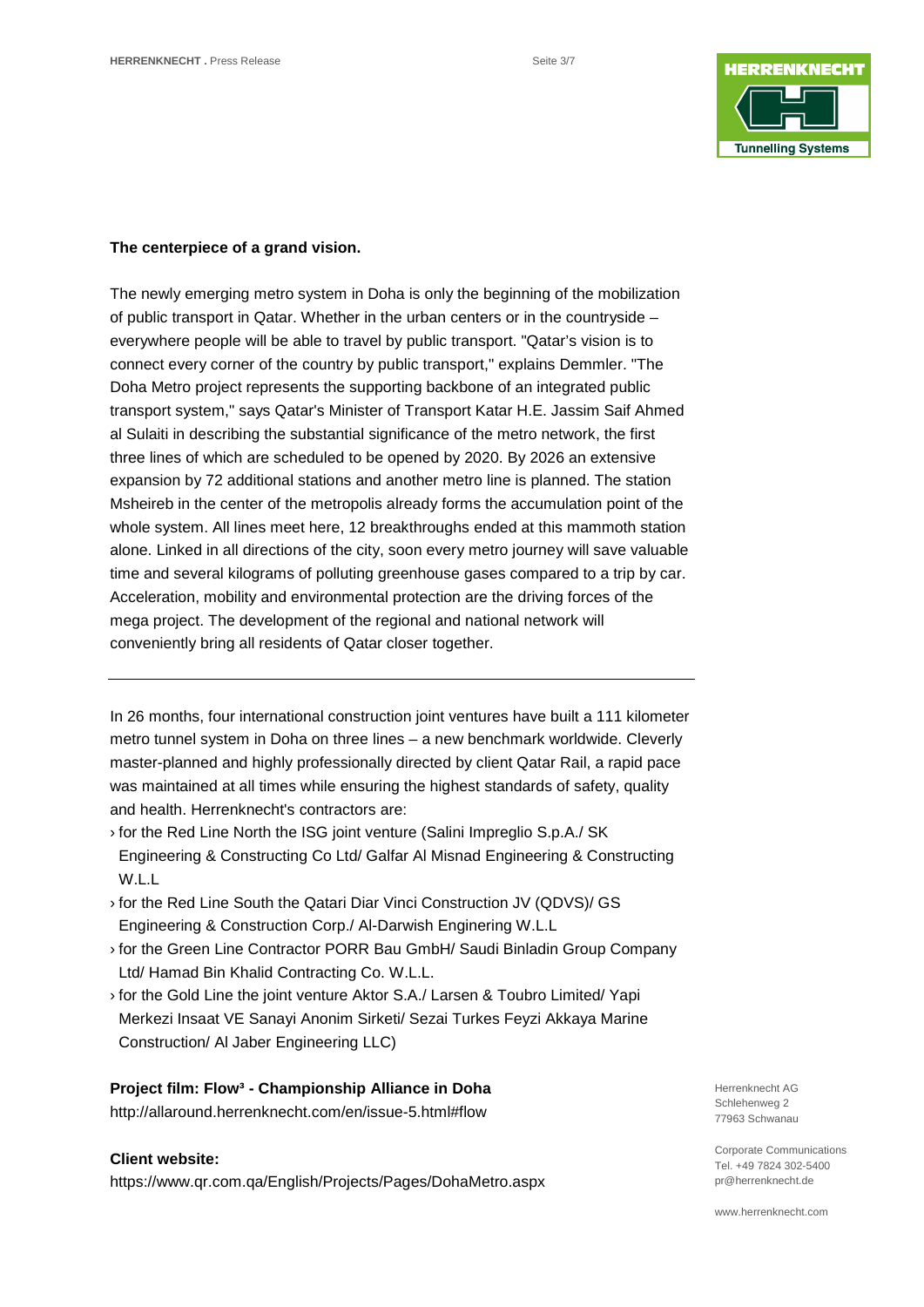**The centerpiece of a grand vision.**

The newly emerging metro system in Doha is only the beginning of the mobilization of public transport in Qatar. Whether in the urban centers or in the countryside – everywhere people will be able to travel by public transport. "Qatar's vision is to connect every corner of the country by public transport," explains Demmler. "The Doha Metro project represents the supporting backbone of an integrated public transport system," says Qatar's Minister of Transport Katar H.E. Jassim Saif Ahmed al Sulaiti in describing the substantial significance of the metro network, the first three lines of which are scheduled to be opened by 2020. By 2026 an extensive expansion by 72 additional stations and another metro line is planned. The station Msheireb in the center of the metropolis already forms the accumulation point of the whole system. All lines meet here, 12 breakthroughs ended at this mammoth station alone. Linked in all directions of the city, soon every metro journey will save valuable time and several kilograms of polluting greenhouse gases compared to a trip by car. Acceleration, mobility and environmental protection are the driving forces of the mega project. The development of the regional and national network will conveniently bring all residents of Qatar closer together.

---

In 26 months, four international construction joint ventures have built a 111 kilometer metro tunnel system in Doha on three lines – a new benchmark worldwide. Cleverly master-planned and highly professionally directed by client Qatar Rail, a rapid pace was maintained at all times while ensuring the highest standards of safety, quality and health. Herrenknecht's contractors are:

› for the Red Line North the ISG joint venture (Salini Impreglio S.p.A./ SK Engineering & Constructing Co Ltd/ Galfar Al Misnad Engineering & Constructing W.L.L

› for the Red Line South the Qatari Diar Vinci Construction JV (QDVS)/ GS Engineering & Construction Corp./ Al-Darwish Enginering W.L.L

› for the Green Line Contractor PORR Bau GmbH/ Saudi Binladin Group Company Ltd/ Hamad Bin Khalid Contracting Co. W.L.L.

› for the Gold Line the joint venture Aktor S.A./ Larsen & Toubro Limited/ Yapi Merkezi Insaat VE Sanayi Anonim Sirketi/ Sezai Turkes Feyzi Akkaya Marine Construction/ Al Jaber Engineering LLC)

**Project film: Flow³ - Championship Alliance in Doha**
http://allaround.herrenknecht.com/en/issue-5.html#flow

**Client website:**
https://www.qr.com.qa/English/Projects/Pages/DohaMetro.aspx

Herrenknecht AG
Schlehenweg 2
77963 Schwanau

Corporate Communications
Tel. +49 7824 302-5400
pr@herrenknecht.de

www.herrenknecht.com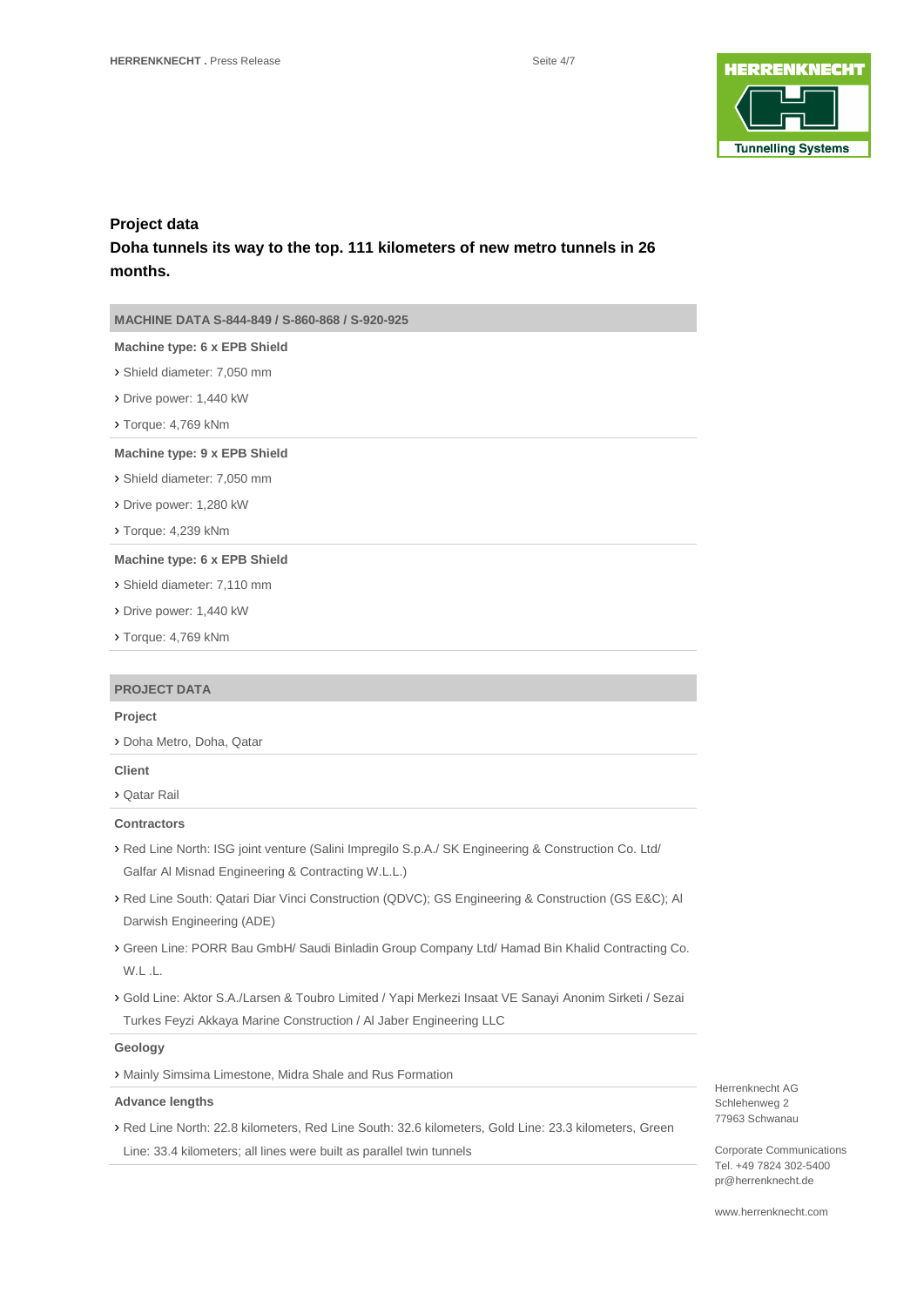## Project data

### Doha tunnels its way to the top. 111 kilometers of new metro tunnels in 26 months.

**MACHINE DATA S-844-849 / S-860-868 / S-920-925**

**Machine type: 6 x EPB Shield**

- Shield diameter: 7,050 mm
- Drive power: 1,440 kW
- Torque: 4,769 kNm

**Machine type: 9 x EPB Shield**

- Shield diameter: 7,050 mm
- Drive power: 1,280 kW
- Torque: 4,239 kNm

**Machine type: 6 x EPB Shield**

- Shield diameter: 7,110 mm
- Drive power: 1,440 kW
- Torque: 4,769 kNm

**PROJECT DATA**

**Project**

- Doha Metro, Doha, Qatar

**Client**

- Qatar Rail

**Contractors**

- Red Line North: ISG joint venture (Salini Impregilo S.p.A./ SK Engineering & Construction Co. Ltd/ Galfar Al Misnad Engineering & Contracting W.L.L.)
- Red Line South: Qatari Diar Vinci Construction (QDVC); GS Engineering & Construction (GS E&C); Al Darwish Engineering (ADE)
- Green Line: PORR Bau GmbH/ Saudi Binladin Group Company Ltd/ Hamad Bin Khalid Contracting Co. W.L .L.
- Gold Line: Aktor S.A./Larsen & Toubro Limited / Yapi Merkezi Insaat VE Sanayi Anonim Sirketi / Sezai Turkes Feyzi Akkaya Marine Construction / Al Jaber Engineering LLC

**Geology**

- Mainly Simsima Limestone, Midra Shale and Rus Formation

**Advance lengths**

- Red Line North: 22.8 kilometers, Red Line South: 32.6 kilometers, Gold Line: 23.3 kilometers, Green Line: 33.4 kilometers; all lines were built as parallel twin tunnels

Herrenknecht AG
Schlehenweg 2
77963 Schwanau

Corporate Communications
Tel. +49 7824 302-5400
pr@herrenknecht.de

www.herrenknecht.com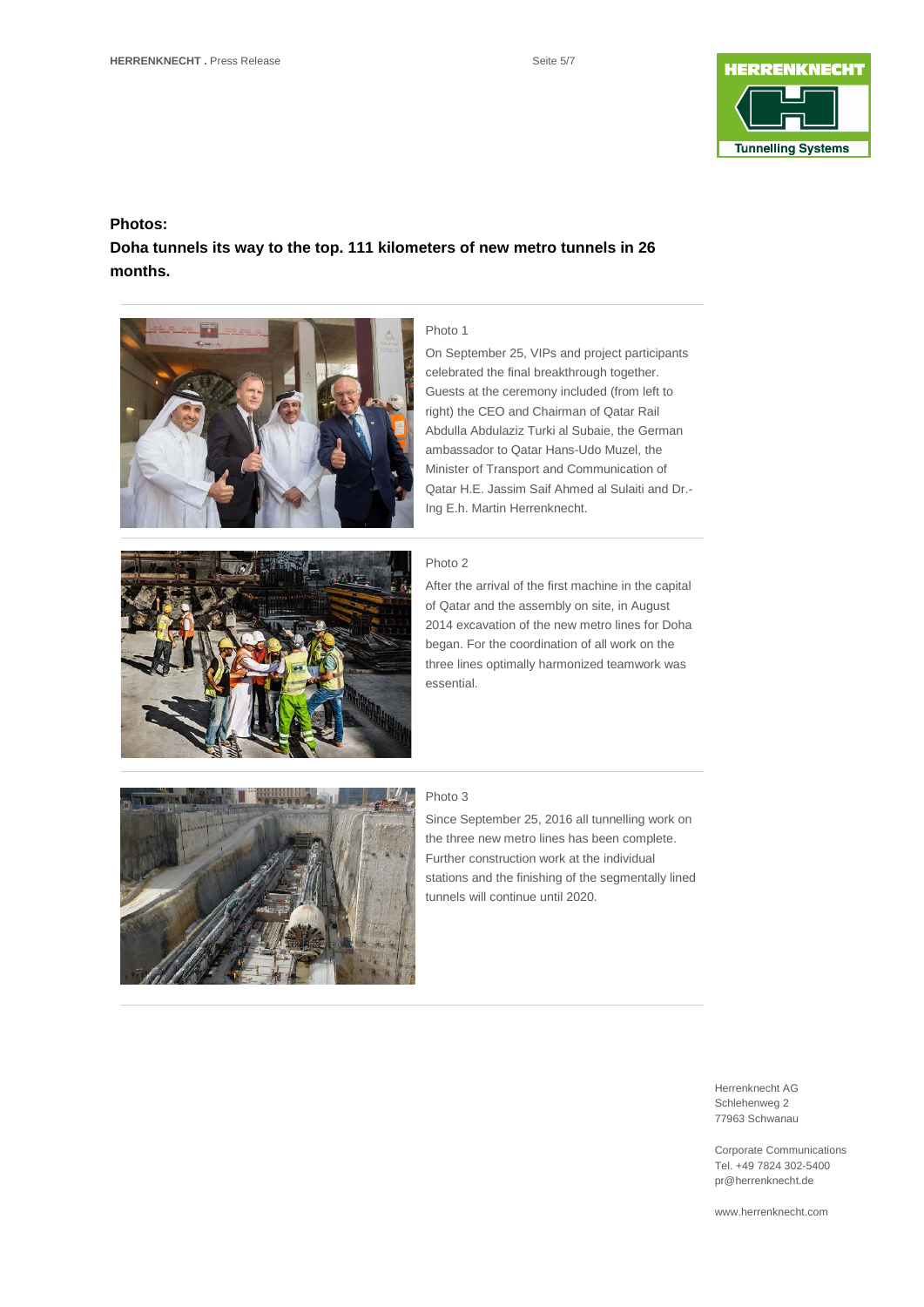**Photos:**

**Doha tunnels its way to the top. 111 kilometers of new metro tunnels in 26 months.**

Photo 1

On September 25, VIPs and project participants celebrated the final breakthrough together. Guests at the ceremony included (from left to right) the CEO and Chairman of Qatar Rail Abdulla Abdulaziz Turki al Subaie, the German ambassador to Qatar Hans-Udo Muzel, the Minister of Transport and Communication of Qatar H.E. Jassim Saif Ahmed al Sulaiti and Dr.-Ing E.h. Martin Herrenknecht.

Photo 2

After the arrival of the first machine in the capital of Qatar and the assembly on site, in August 2014 excavation of the new metro lines for Doha began. For the coordination of all work on the three lines optimally harmonized teamwork was essential.

Photo 3

Since September 25, 2016 all tunnelling work on the three new metro lines has been complete. Further construction work at the individual stations and the finishing of the segmentally lined tunnels will continue until 2020.

Herrenknecht AG
Schlehenweg 2
77963 Schwanau

Corporate Communications
Tel. +49 7824 302-5400
pr@herrenknecht.de

www.herrenknecht.com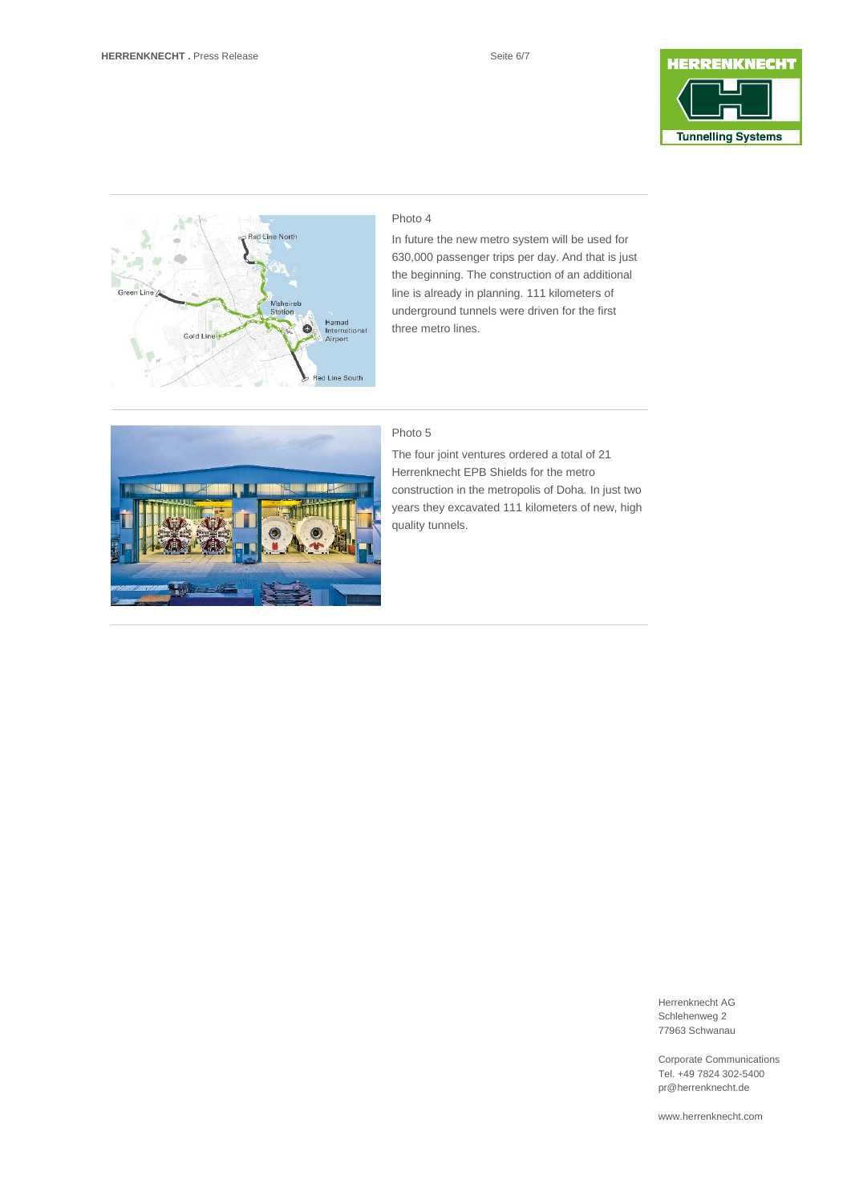Photo 4

In future the new metro system will be used for 630,000 passenger trips per day. And that is just the beginning. The construction of an additional line is already in planning. 111 kilometers of underground tunnels were driven for the first three metro lines.

Photo 5

The four joint ventures ordered a total of 21 Herrenknecht EPB Shields for the metro construction in the metropolis of Doha. In just two years they excavated 111 kilometers of new, high quality tunnels.

Herrenknecht AG
Schlehenweg 2
77963 Schwanau

Corporate Communications
Tel. +49 7824 302-5400
pr@herrenknecht.de

www.herrenknecht.com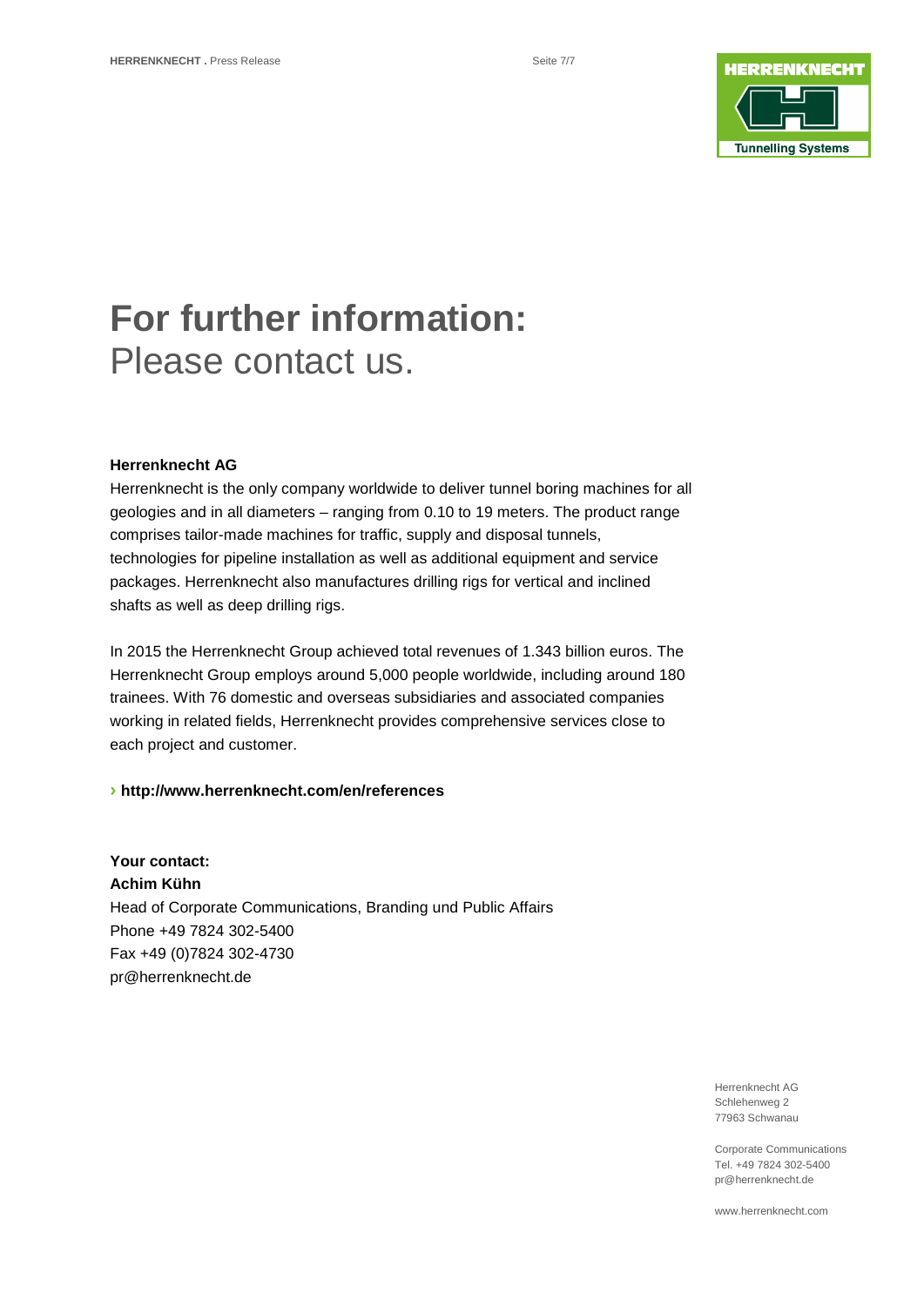# For further information:
Please contact us.

**Herrenknecht AG**

Herrenknecht is the only company worldwide to deliver tunnel boring machines for all geologies and in all diameters – ranging from 0.10 to 19 meters. The product range comprises tailor-made machines for traffic, supply and disposal tunnels, technologies for pipeline installation as well as additional equipment and service packages. Herrenknecht also manufactures drilling rigs for vertical and inclined shafts as well as deep drilling rigs.

In 2015 the Herrenknecht Group achieved total revenues of 1.343 billion euros. The Herrenknecht Group employs around 5,000 people worldwide, including around 180 trainees. With 76 domestic and overseas subsidiaries and associated companies working in related fields, Herrenknecht provides comprehensive services close to each project and customer.

› **http://www.herrenknecht.com/en/references**

**Your contact:**
**Achim Kühn**
Head of Corporate Communications, Branding und Public Affairs
Phone +49 7824 302-5400
Fax +49 (0)7824 302-4730
pr@herrenknecht.de

Herrenknecht AG
Schlehenweg 2
77963 Schwanau

Corporate Communications
Tel. +49 7824 302-5400
pr@herrenknecht.de

www.herrenknecht.com